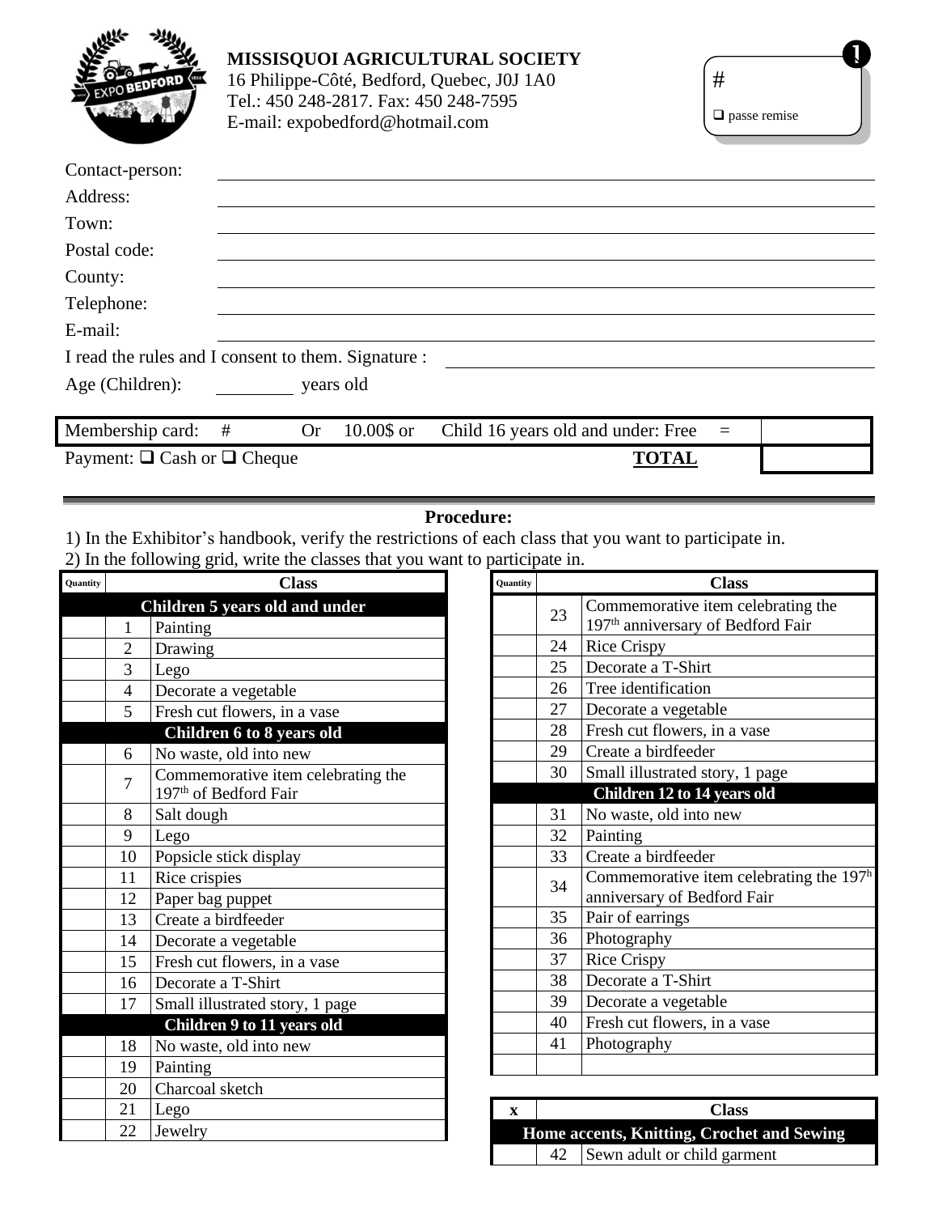**MISSISQUOI AGRICULTURAL SOCIETY**
16 Philippe-Côté, Bedford, Quebec, J0J 1A0
Tel.: 450 248-2817. Fax: 450 248-7595
E-mail: expobedford@hotmail.com

❶
#
❑ passe remise

Contact-person: ______________________

Address: ______________________

Town: ______________________

Postal code: ______________________

County: ______________________

Telephone: ______________________

E-mail: ______________________

I read the rules and I consent to them. Signature : ______________________

Age (Children): ________ years old

| Membership card: # | Or 10.00$ or | Child 16 years old and under: Free = | |
|---|---|---|---|
| Payment: ❑ Cash or ❑ Cheque | | **TOTAL** | |

**Procedure:**

1) In the Exhibitor's handbook, verify the restrictions of each class that you want to participate in.
2) In the following grid, write the classes that you want to participate in.

| Quantity | | Class |
|---|---|---|
| **Children 5 years old and under** | | |
| | 1 | Painting |
| | 2 | Drawing |
| | 3 | Lego |
| | 4 | Decorate a vegetable |
| | 5 | Fresh cut flowers, in a vase |
| **Children 6 to 8 years old** | | |
| | 6 | No waste, old into new |
| | 7 | Commemorative item celebrating the 197th of Bedford Fair |
| | 8 | Salt dough |
| | 9 | Lego |
| | 10 | Popsicle stick display |
| | 11 | Rice crispies |
| | 12 | Paper bag puppet |
| | 13 | Create a birdfeeder |
| | 14 | Decorate a vegetable |
| | 15 | Fresh cut flowers, in a vase |
| | 16 | Decorate a T-Shirt |
| | 17 | Small illustrated story, 1 page |
| **Children 9 to 11 years old** | | |
| | 18 | No waste, old into new |
| | 19 | Painting |
| | 20 | Charcoal sketch |
| | 21 | Lego |
| | 22 | Jewelry |
| | 23 | Commemorative item celebrating the 197th anniversary of Bedford Fair |
| | 24 | Rice Crispy |
| | 25 | Decorate a T-Shirt |
| | 26 | Tree identification |
| | 27 | Decorate a vegetable |
| | 28 | Fresh cut flowers, in a vase |
| | 29 | Create a birdfeeder |
| | 30 | Small illustrated story, 1 page |
| **Children 12 to 14 years old** | | |
| | 31 | No waste, old into new |
| | 32 | Painting |
| | 33 | Create a birdfeeder |
| | 34 | Commemorative item celebrating the 197h anniversary of Bedford Fair |
| | 35 | Pair of earrings |
| | 36 | Photography |
| | 37 | Rice Crispy |
| | 38 | Decorate a T-Shirt |
| | 39 | Decorate a vegetable |
| | 40 | Fresh cut flowers, in a vase |
| | 41 | Photography |
| | | |

| x | | Class |
|---|---|---|
| **Home accents, Knitting, Crochet and Sewing** | | |
| | 42 | Sewn adult or child garment |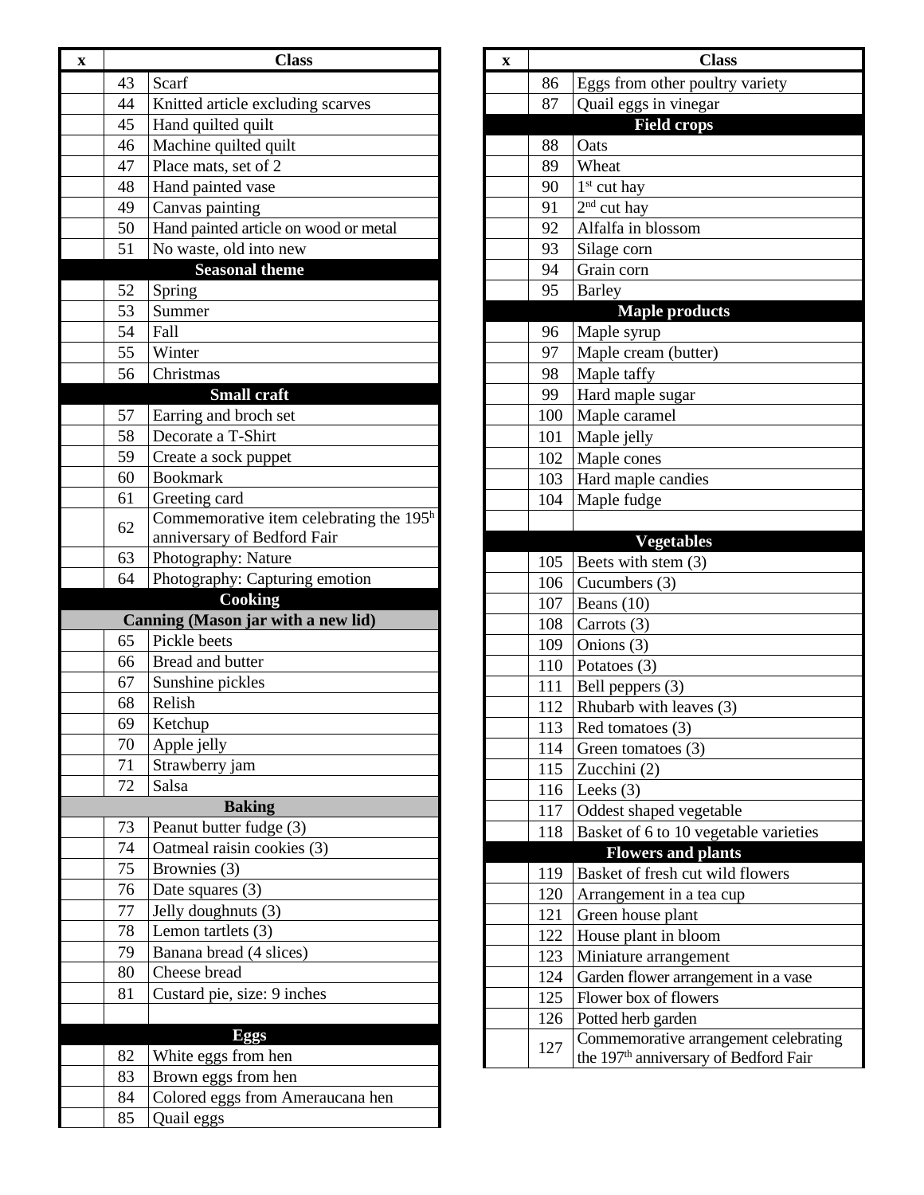| x | | Class |
|---|---|---|
| | 43 | Scarf |
| | 44 | Knitted article excluding scarves |
| | 45 | Hand quilted quilt |
| | 46 | Machine quilted quilt |
| | 47 | Place mats, set of 2 |
| | 48 | Hand painted vase |
| | 49 | Canvas painting |
| | 50 | Hand painted article on wood or metal |
| | 51 | No waste, old into new |
| **Seasonal theme** | | |
| | 52 | Spring |
| | 53 | Summer |
| | 54 | Fall |
| | 55 | Winter |
| | 56 | Christmas |
| **Small craft** | | |
| | 57 | Earring and broch set |
| | 58 | Decorate a T-Shirt |
| | 59 | Create a sock puppet |
| | 60 | Bookmark |
| | 61 | Greeting card |
| | 62 | Commemorative item celebrating the 195h anniversary of Bedford Fair |
| | 63 | Photography: Nature |
| | 64 | Photography: Capturing emotion |
| **Cooking** | | |
| **Canning (Mason jar with a new lid)** | | |
| | 65 | Pickle beets |
| | 66 | Bread and butter |
| | 67 | Sunshine pickles |
| | 68 | Relish |
| | 69 | Ketchup |
| | 70 | Apple jelly |
| | 71 | Strawberry jam |
| | 72 | Salsa |
| **Baking** | | |
| | 73 | Peanut butter fudge (3) |
| | 74 | Oatmeal raisin cookies (3) |
| | 75 | Brownies (3) |
| | 76 | Date squares (3) |
| | 77 | Jelly doughnuts (3) |
| | 78 | Lemon tartlets (3) |
| | 79 | Banana bread (4 slices) |
| | 80 | Cheese bread |
| | 81 | Custard pie, size: 9 inches |
| | | |
| **Eggs** | | |
| | 82 | White eggs from hen |
| | 83 | Brown eggs from hen |
| | 84 | Colored eggs from Ameraucana hen |
| | 85 | Quail eggs |
| | 86 | Eggs from other poultry variety |
| | 87 | Quail eggs in vinegar |
| **Field crops** | | |
| | 88 | Oats |
| | 89 | Wheat |
| | 90 | 1st cut hay |
| | 91 | 2nd cut hay |
| | 92 | Alfalfa in blossom |
| | 93 | Silage corn |
| | 94 | Grain corn |
| | 95 | Barley |
| **Maple products** | | |
| | 96 | Maple syrup |
| | 97 | Maple cream (butter) |
| | 98 | Maple taffy |
| | 99 | Hard maple sugar |
| | 100 | Maple caramel |
| | 101 | Maple jelly |
| | 102 | Maple cones |
| | 103 | Hard maple candies |
| | 104 | Maple fudge |
| | | |
| **Vegetables** | | |
| | 105 | Beets with stem (3) |
| | 106 | Cucumbers (3) |
| | 107 | Beans (10) |
| | 108 | Carrots (3) |
| | 109 | Onions (3) |
| | 110 | Potatoes (3) |
| | 111 | Bell peppers (3) |
| | 112 | Rhubarb with leaves (3) |
| | 113 | Red tomatoes (3) |
| | 114 | Green tomatoes (3) |
| | 115 | Zucchini (2) |
| | 116 | Leeks (3) |
| | 117 | Oddest shaped vegetable |
| | 118 | Basket of 6 to 10 vegetable varieties |
| **Flowers and plants** | | |
| | 119 | Basket of fresh cut wild flowers |
| | 120 | Arrangement in a tea cup |
| | 121 | Green house plant |
| | 122 | House plant in bloom |
| | 123 | Miniature arrangement |
| | 124 | Garden flower arrangement in a vase |
| | 125 | Flower box of flowers |
| | 126 | Potted herb garden |
| | 127 | Commemorative arrangement celebrating the 197th anniversary of Bedford Fair |